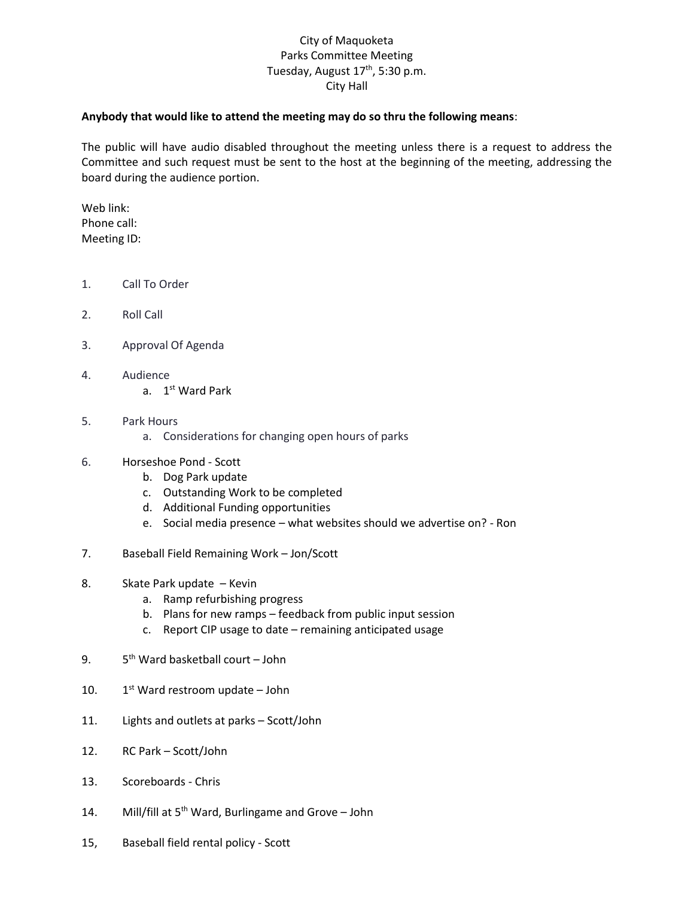City of Maquoketa
Parks Committee Meeting
Tuesday, August 17th, 5:30 p.m.
City Hall

**Anybody that would like to attend the meeting may do so thru the following means**:

The public will have audio disabled throughout the meeting unless there is a request to address the Committee and such request must be sent to the host at the beginning of the meeting, addressing the board during the audience portion.

Web link:
Phone call:
Meeting ID:

1. Call To Order

2. Roll Call

3. Approval Of Agenda

4. Audience
   a. 1st Ward Park

5. Park Hours
   a. Considerations for changing open hours of parks

6. Horseshoe Pond - Scott
   b. Dog Park update
   c. Outstanding Work to be completed
   d. Additional Funding opportunities
   e. Social media presence – what websites should we advertise on? - Ron

7. Baseball Field Remaining Work – Jon/Scott

8. Skate Park update – Kevin
   a. Ramp refurbishing progress
   b. Plans for new ramps – feedback from public input session
   c. Report CIP usage to date – remaining anticipated usage

9. 5th Ward basketball court – John

10. 1st Ward restroom update – John

11. Lights and outlets at parks – Scott/John

12. RC Park – Scott/John

13. Scoreboards - Chris

14. Mill/fill at 5th Ward, Burlingame and Grove – John

15, Baseball field rental policy - Scott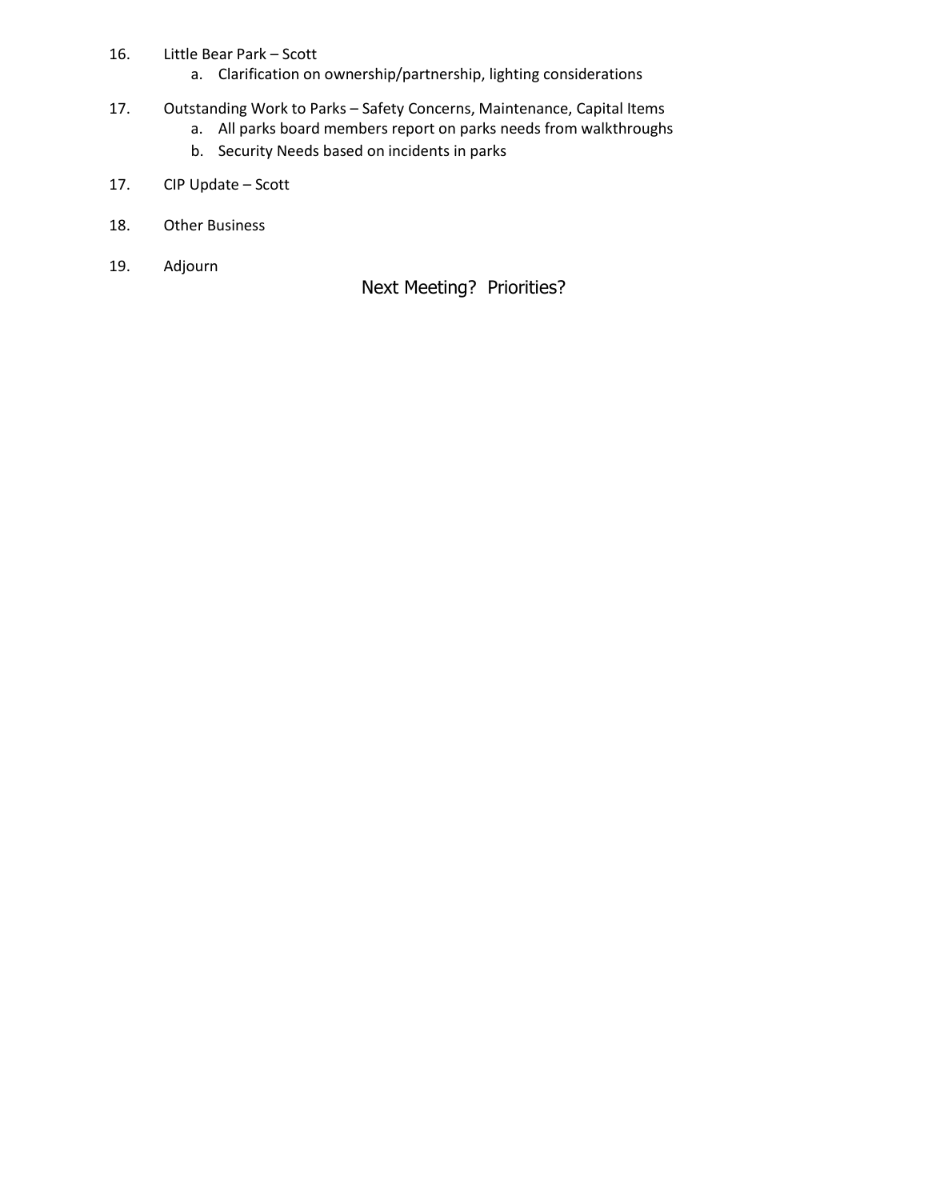16. Little Bear Park – Scott
    a. Clarification on ownership/partnership, lighting considerations

17. Outstanding Work to Parks – Safety Concerns, Maintenance, Capital Items
    a. All parks board members report on parks needs from walkthroughs
    b. Security Needs based on incidents in parks

17. CIP Update – Scott

18. Other Business

19. Adjourn

Next Meeting? Priorities?